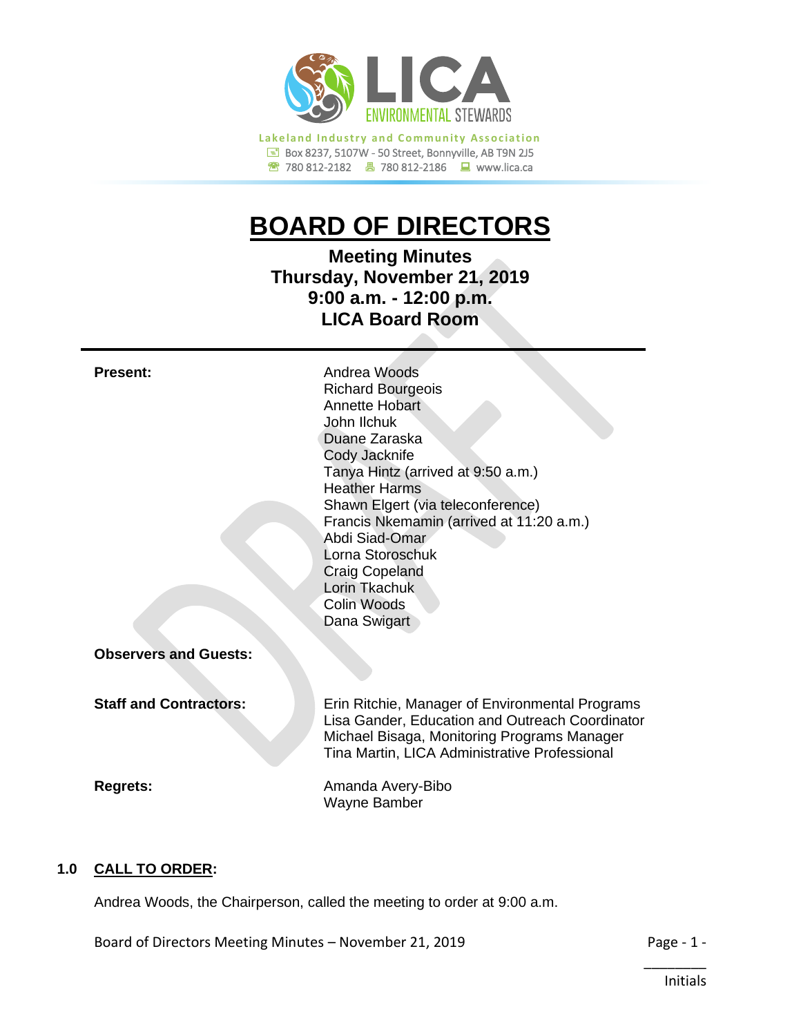LICA ENVIRONMENTAL STEWARDS

Lakeland Industry and Community Association
Box 8237, 5107W - 50 Street, Bonnyville, AB T9N 2J5
780 812-2182 | 780 812-2186 | www.lica.ca

# BOARD OF DIRECTORS

**Meeting Minutes**
**Thursday, November 21, 2019**
**9:00 a.m. - 12:00 p.m.**
**LICA Board Room**

---

**Present:**

Andrea Woods
Richard Bourgeois
Annette Hobart
John Ilchuk
Duane Zaraska
Cody Jacknife
Tanya Hintz (arrived at 9:50 a.m.)
Heather Harms
Shawn Elgert (via teleconference)
Francis Nkemamin (arrived at 11:20 a.m.)
Abdi Siad-Omar
Lorna Storoschuk
Craig Copeland
Lorin Tkachuk
Colin Woods
Dana Swigart

**Observers and Guests:**

**Staff and Contractors:**

Erin Ritchie, Manager of Environmental Programs
Lisa Gander, Education and Outreach Coordinator
Michael Bisaga, Monitoring Programs Manager
Tina Martin, LICA Administrative Professional

**Regrets:**

Amanda Avery-Bibo
Wayne Bamber

## 1.0 CALL TO ORDER:

Andrea Woods, the Chairperson, called the meeting to order at 9:00 a.m.

________
Initials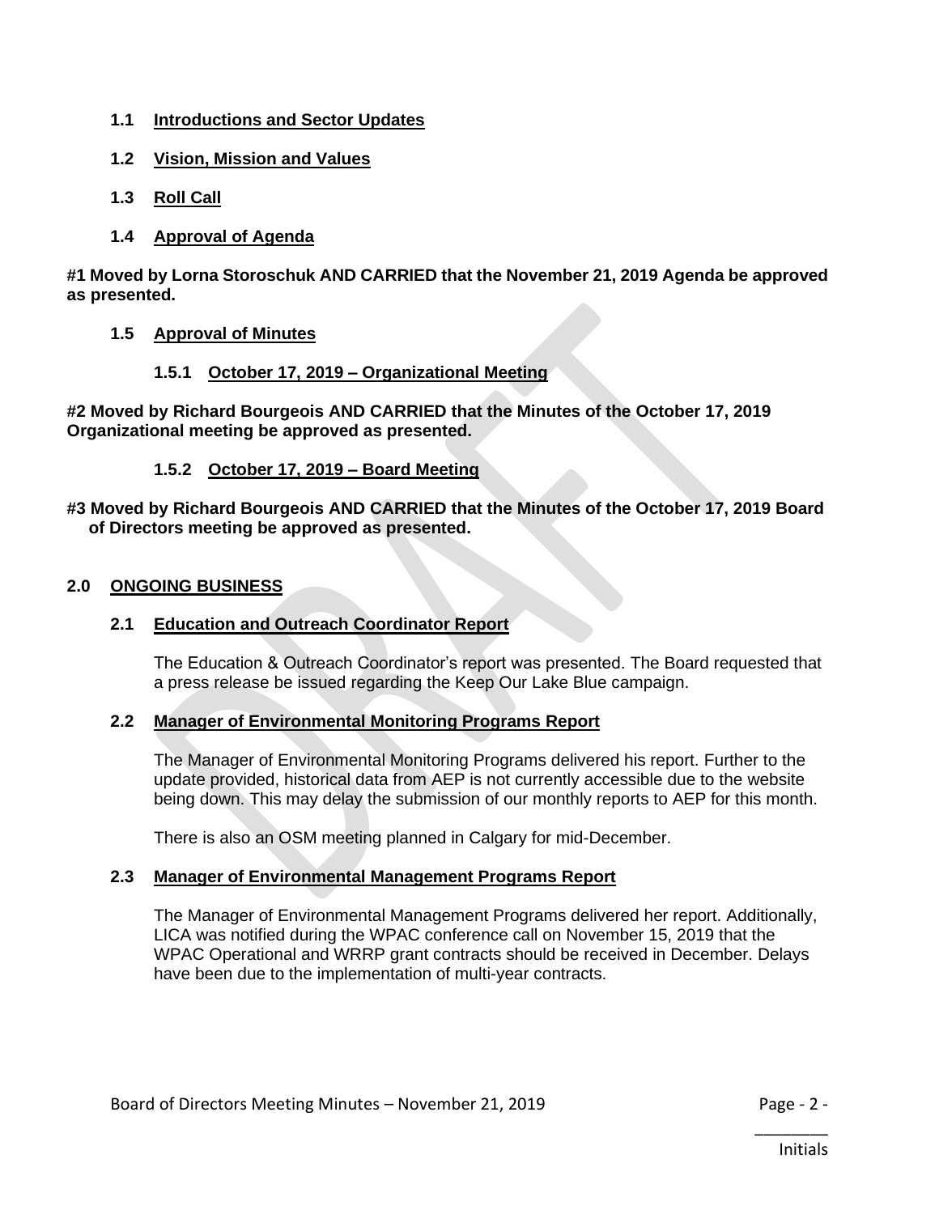### 1.1 Introductions and Sector Updates

### 1.2 Vision, Mission and Values

### 1.3 Roll Call

### 1.4 Approval of Agenda

**#1 Moved by Lorna Storoschuk AND CARRIED that the November 21, 2019 Agenda be approved as presented.**

### 1.5 Approval of Minutes

#### 1.5.1 October 17, 2019 – Organizational Meeting

**#2 Moved by Richard Bourgeois AND CARRIED that the Minutes of the October 17, 2019 Organizational meeting be approved as presented.**

#### 1.5.2 October 17, 2019 – Board Meeting

**#3 Moved by Richard Bourgeois AND CARRIED that the Minutes of the October 17, 2019 Board of Directors meeting be approved as presented.**

## 2.0 ONGOING BUSINESS

### 2.1 Education and Outreach Coordinator Report

The Education & Outreach Coordinator's report was presented. The Board requested that a press release be issued regarding the Keep Our Lake Blue campaign.

### 2.2 Manager of Environmental Monitoring Programs Report

The Manager of Environmental Monitoring Programs delivered his report. Further to the update provided, historical data from AEP is not currently accessible due to the website being down. This may delay the submission of our monthly reports to AEP for this month.

There is also an OSM meeting planned in Calgary for mid-December.

### 2.3 Manager of Environmental Management Programs Report

The Manager of Environmental Management Programs delivered her report. Additionally, LICA was notified during the WPAC conference call on November 15, 2019 that the WPAC Operational and WRRP grant contracts should be received in December. Delays have been due to the implementation of multi-year contracts.

\_\_\_\_\_\_\_\_
Initials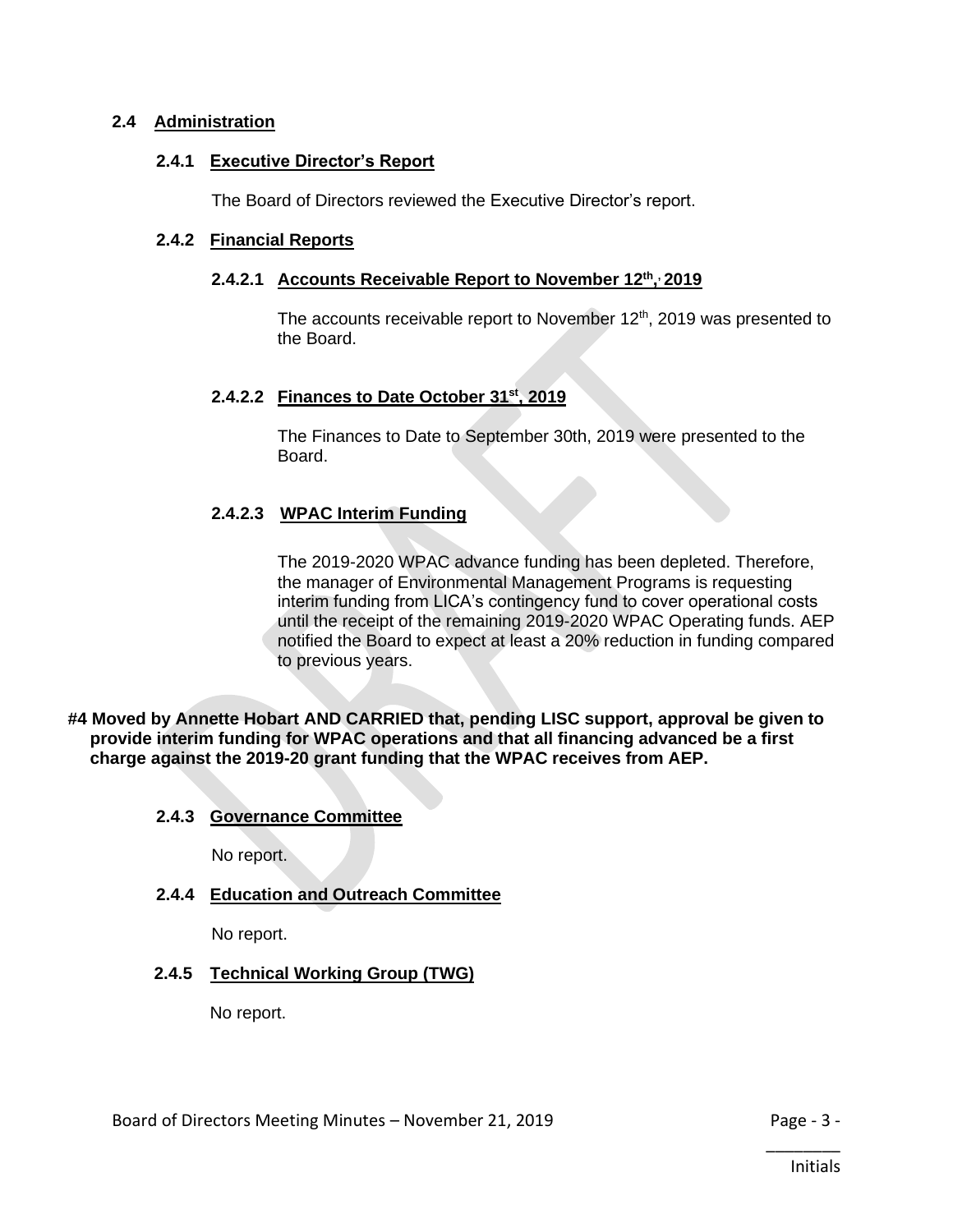## 2.4 Administration

### 2.4.1 Executive Director's Report

The Board of Directors reviewed the Executive Director's report.

### 2.4.2 Financial Reports

#### 2.4.2.1 Accounts Receivable Report to November 12th, 2019

The accounts receivable report to November 12th, 2019 was presented to the Board.

#### 2.4.2.2 Finances to Date October 31st, 2019

The Finances to Date to September 30th, 2019 were presented to the Board.

#### 2.4.2.3 WPAC Interim Funding

The 2019-2020 WPAC advance funding has been depleted. Therefore, the manager of Environmental Management Programs is requesting interim funding from LICA's contingency fund to cover operational costs until the receipt of the remaining 2019-2020 WPAC Operating funds. AEP notified the Board to expect at least a 20% reduction in funding compared to previous years.

**#4 Moved by Annette Hobart AND CARRIED that, pending LISC support, approval be given to provide interim funding for WPAC operations and that all financing advanced be a first charge against the 2019-20 grant funding that the WPAC receives from AEP.**

### 2.4.3 Governance Committee

No report.

### 2.4.4 Education and Outreach Committee

No report.

### 2.4.5 Technical Working Group (TWG)

No report.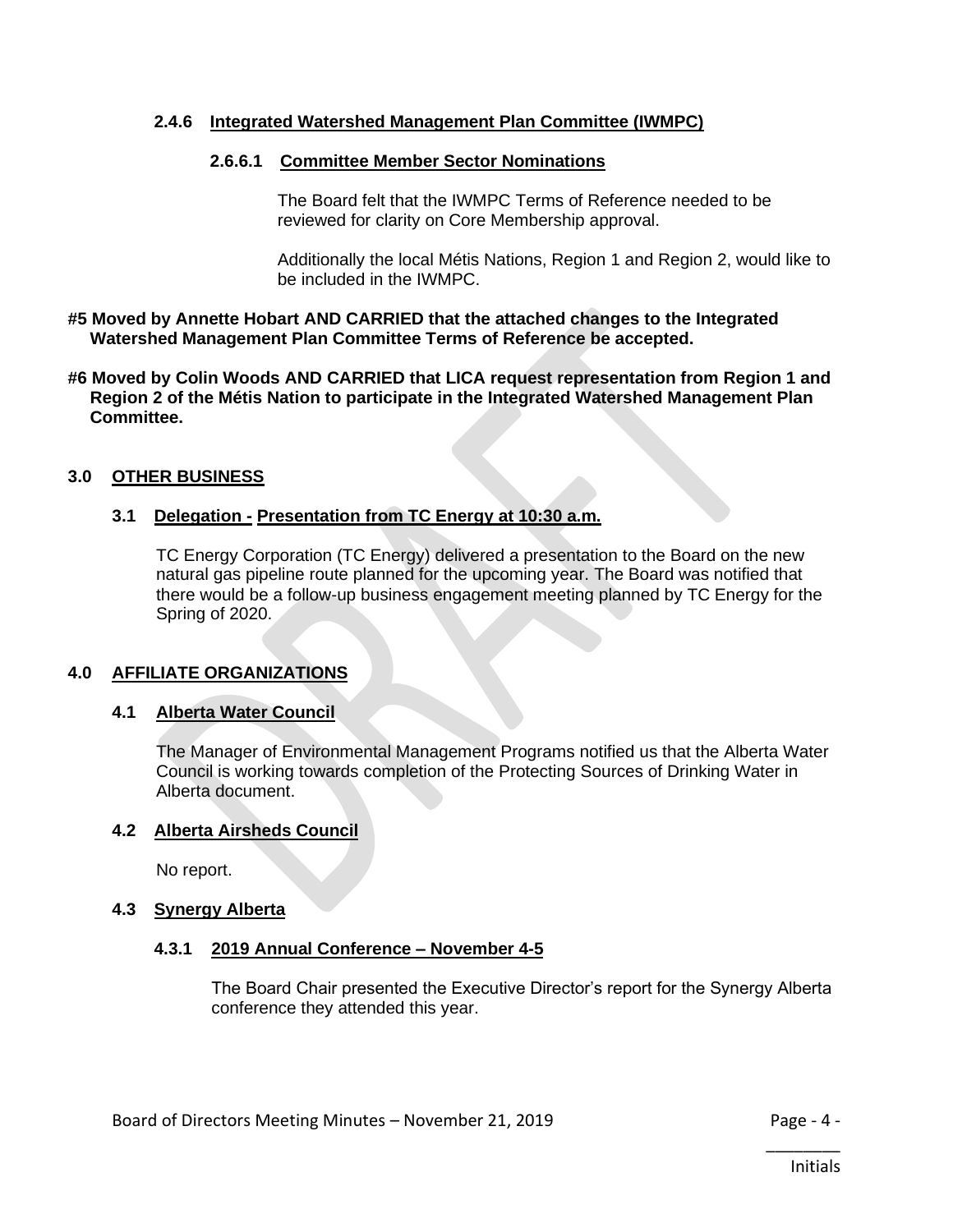### 2.4.6 Integrated Watershed Management Plan Committee (IWMPC)

#### 2.6.6.1 Committee Member Sector Nominations

The Board felt that the IWMPC Terms of Reference needed to be reviewed for clarity on Core Membership approval.

Additionally the local Métis Nations, Region 1 and Region 2, would like to be included in the IWMPC.

**#5 Moved by Annette Hobart AND CARRIED that the attached changes to the Integrated Watershed Management Plan Committee Terms of Reference be accepted.**

**#6 Moved by Colin Woods AND CARRIED that LICA request representation from Region 1 and Region 2 of the Métis Nation to participate in the Integrated Watershed Management Plan Committee.**

## 3.0 OTHER BUSINESS

### 3.1 Delegation - Presentation from TC Energy at 10:30 a.m.

TC Energy Corporation (TC Energy) delivered a presentation to the Board on the new natural gas pipeline route planned for the upcoming year. The Board was notified that there would be a follow-up business engagement meeting planned by TC Energy for the Spring of 2020.

## 4.0 AFFILIATE ORGANIZATIONS

### 4.1 Alberta Water Council

The Manager of Environmental Management Programs notified us that the Alberta Water Council is working towards completion of the Protecting Sources of Drinking Water in Alberta document.

### 4.2 Alberta Airsheds Council

No report.

### 4.3 Synergy Alberta

#### 4.3.1 2019 Annual Conference – November 4-5

The Board Chair presented the Executive Director's report for the Synergy Alberta conference they attended this year.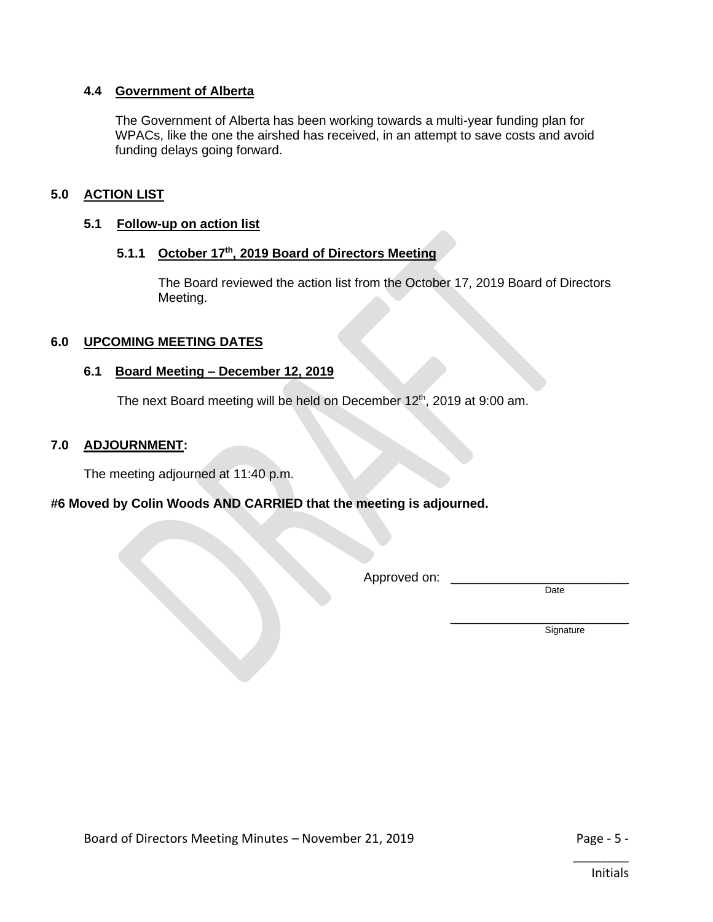### 4.4 Government of Alberta

The Government of Alberta has been working towards a multi-year funding plan for WPACs, like the one the airshed has received, in an attempt to save costs and avoid funding delays going forward.

## 5.0 ACTION LIST

### 5.1 Follow-up on action list

#### 5.1.1 October 17th, 2019 Board of Directors Meeting

The Board reviewed the action list from the October 17, 2019 Board of Directors Meeting.

## 6.0 UPCOMING MEETING DATES

### 6.1 Board Meeting – December 12, 2019

The next Board meeting will be held on December 12th, 2019 at 9:00 am.

## 7.0 ADJOURNMENT:

The meeting adjourned at 11:40 p.m.

**#6 Moved by Colin Woods AND CARRIED that the meeting is adjourned.**

Approved on: _________________________
Date

_________________________
Signature

________
Initials